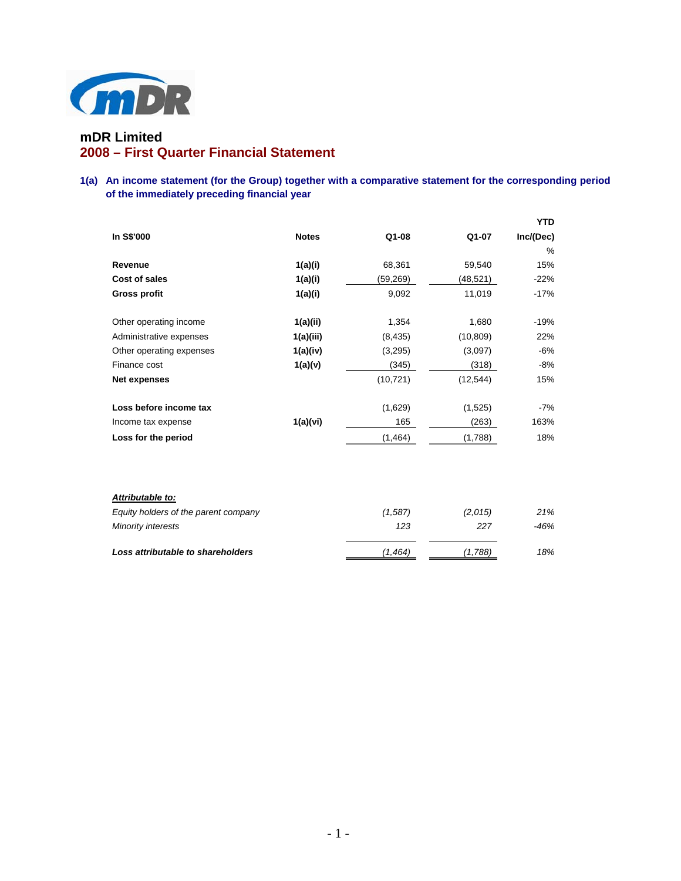# mDR Limited

## 2008 – First Quarter Financial Statement

### 1(a) An income statement (for the Group) together with a comparative statement for the corresponding period of the immediately preceding financial year

| In S$'000 | Notes | Q1-08 | Q1-07 | YTD Inc/(Dec) % |
|---|---|---|---|---|
| **Revenue** | 1(a)(i) | 68,361 | 59,540 | 15% |
| **Cost of sales** | 1(a)(i) | (59,269) | (48,521) | -22% |
| **Gross profit** | 1(a)(i) | 9,092 | 11,019 | -17% |
| | | | | |
| Other operating income | 1(a)(ii) | 1,354 | 1,680 | -19% |
| Administrative expenses | 1(a)(iii) | (8,435) | (10,809) | 22% |
| Other operating expenses | 1(a)(iv) | (3,295) | (3,097) | -6% |
| Finance cost | 1(a)(v) | (345) | (318) | -8% |
| **Net expenses** | | (10,721) | (12,544) | 15% |
| | | | | |
| **Loss before income tax** | | (1,629) | (1,525) | -7% |
| Income tax expense | 1(a)(vi) | 165 | (263) | 163% |
| **Loss for the period** | | (1,464) | (1,788) | 18% |
| | | | | |
| ***Attributable to:*** | | | | |
| *Equity holders of the parent company* | | *(1,587)* | *(2,015)* | *21%* |
| *Minority interests* | | *123* | *227* | *-46%* |
| | | | | |
| ***Loss attributable to shareholders*** | | *(1,464)* | *(1,788)* | *18%* |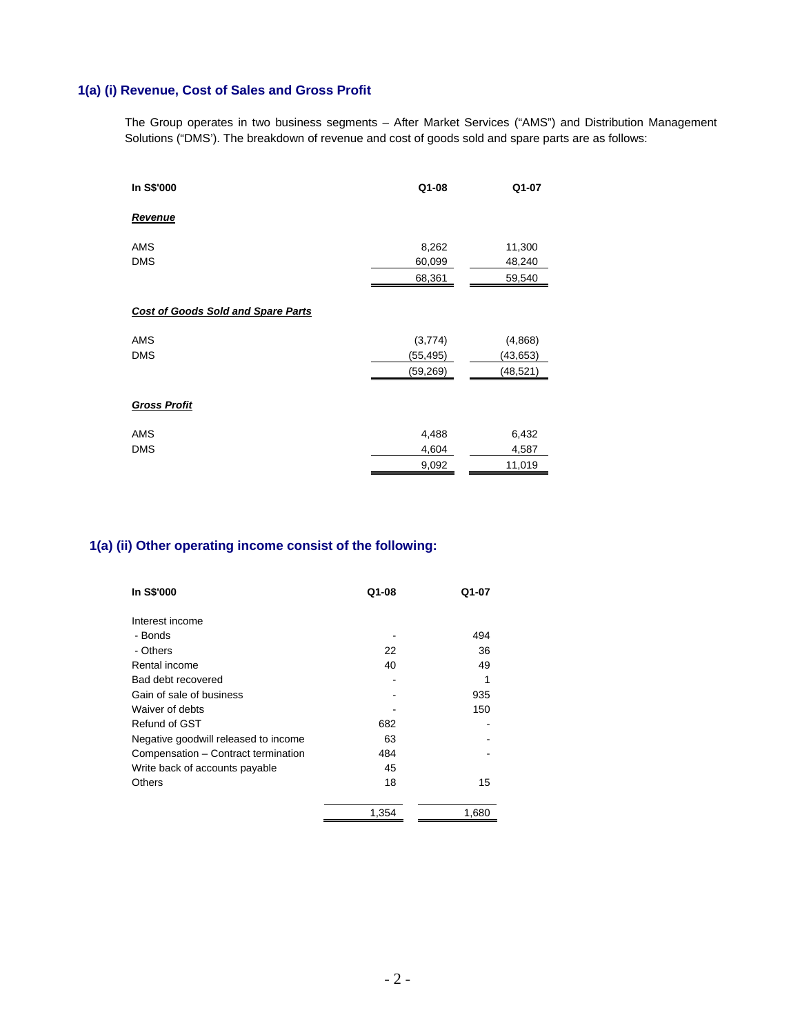## 1(a) (i) Revenue, Cost of Sales and Gross Profit

The Group operates in two business segments – After Market Services ("AMS") and Distribution Management Solutions ("DMS'). The breakdown of revenue and cost of goods sold and spare parts are as follows:

| In S$'000 | Q1-08 | Q1-07 |
|---|---|---|
| ***Revenue*** | | |
| AMS | 8,262 | 11,300 |
| DMS | 60,099 | 48,240 |
| | 68,361 | 59,540 |
| ***Cost of Goods Sold and Spare Parts*** | | |
| AMS | (3,774) | (4,868) |
| DMS | (55,495) | (43,653) |
| | (59,269) | (48,521) |
| ***Gross Profit*** | | |
| AMS | 4,488 | 6,432 |
| DMS | 4,604 | 4,587 |
| | 9,092 | 11,019 |

## 1(a) (ii) Other operating income consist of the following:

| In S$'000 | Q1-08 | Q1-07 |
|---|---|---|
| Interest income | | |
| - Bonds | - | 494 |
| - Others | 22 | 36 |
| Rental income | 40 | 49 |
| Bad debt recovered | - | 1 |
| Gain of sale of business | - | 935 |
| Waiver of debts | - | 150 |
| Refund of GST | 682 | - |
| Negative goodwill released to income | 63 | - |
| Compensation – Contract termination | 484 | - |
| Write back of accounts payable | 45 | |
| Others | 18 | 15 |
| | 1,354 | 1,680 |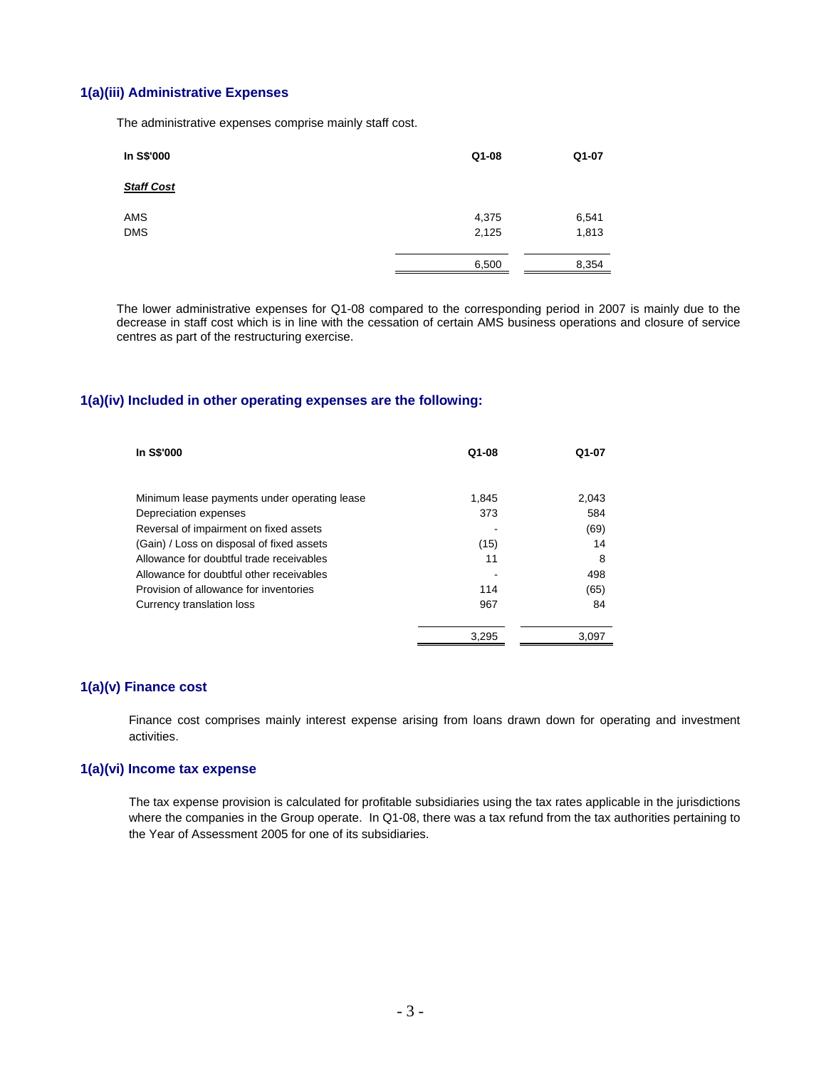### 1(a)(iii) Administrative Expenses

The administrative expenses comprise mainly staff cost.

| In S$'000 | Q1-08 | Q1-07 |
|---|---|---|
| ***Staff Cost*** | | |
| AMS | 4,375 | 6,541 |
| DMS | 2,125 | 1,813 |
| | 6,500 | 8,354 |

The lower administrative expenses for Q1-08 compared to the corresponding period in 2007 is mainly due to the decrease in staff cost which is in line with the cessation of certain AMS business operations and closure of service centres as part of the restructuring exercise.

### 1(a)(iv) Included in other operating expenses are the following:

| In S$'000 | Q1-08 | Q1-07 |
|---|---|---|
| Minimum lease payments under operating lease | 1,845 | 2,043 |
| Depreciation expenses | 373 | 584 |
| Reversal of impairment on fixed assets | - | (69) |
| (Gain) / Loss on disposal of fixed assets | (15) | 14 |
| Allowance for doubtful trade receivables | 11 | 8 |
| Allowance for doubtful other receivables | - | 498 |
| Provision of allowance for inventories | 114 | (65) |
| Currency translation loss | 967 | 84 |
| | 3,295 | 3,097 |

### 1(a)(v) Finance cost

Finance cost comprises mainly interest expense arising from loans drawn down for operating and investment activities.

### 1(a)(vi) Income tax expense

The tax expense provision is calculated for profitable subsidiaries using the tax rates applicable in the jurisdictions where the companies in the Group operate. In Q1-08, there was a tax refund from the tax authorities pertaining to the Year of Assessment 2005 for one of its subsidiaries.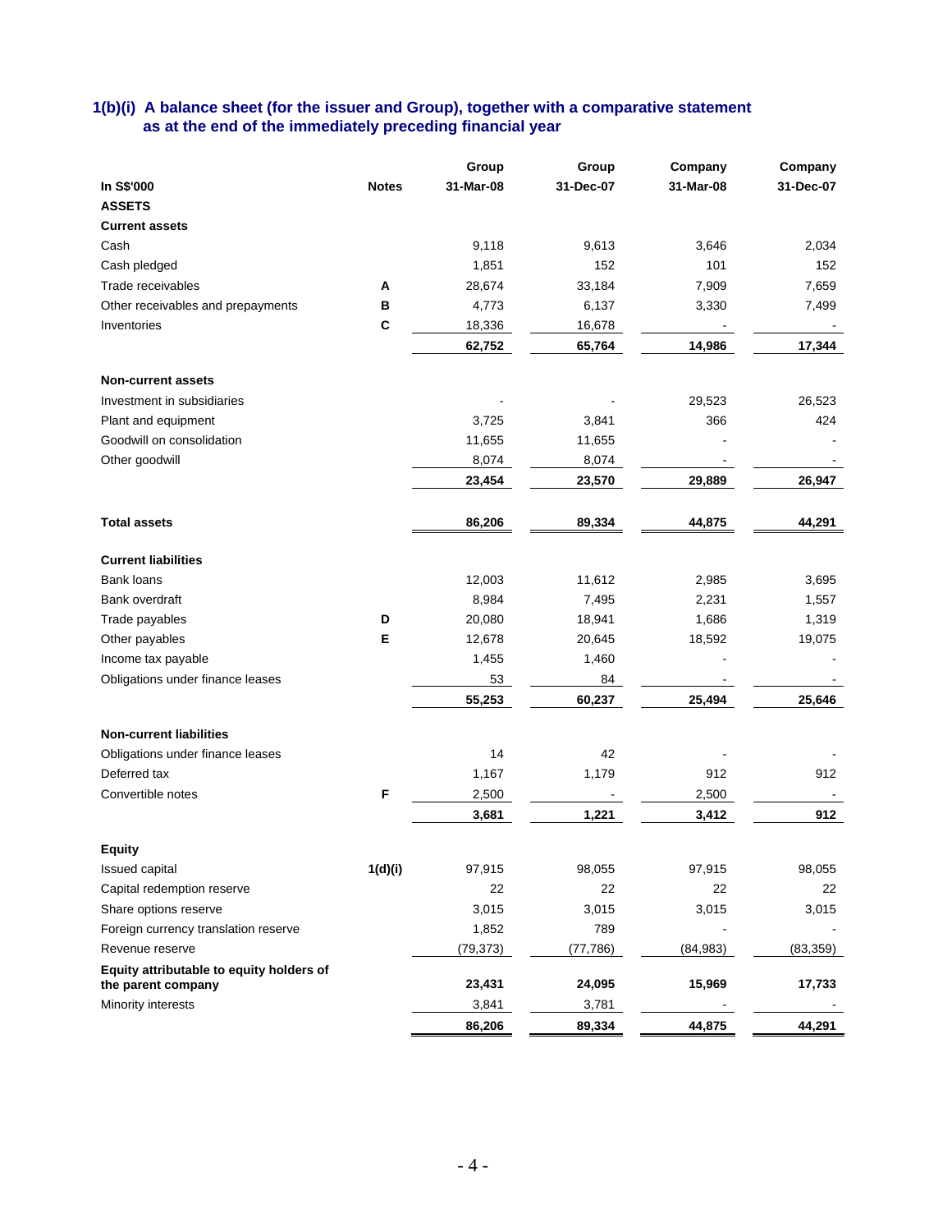### 1(b)(i) A balance sheet (for the issuer and Group), together with a comparative statement as at the end of the immediately preceding financial year

| In S$'000 | Notes | Group 31-Mar-08 | Group 31-Dec-07 | Company 31-Mar-08 | Company 31-Dec-07 |
|---|---|---|---|---|---|
| **ASSETS** | | | | | |
| **Current assets** | | | | | |
| Cash | | 9,118 | 9,613 | 3,646 | 2,034 |
| Cash pledged | | 1,851 | 152 | 101 | 152 |
| Trade receivables | **A** | 28,674 | 33,184 | 7,909 | 7,659 |
| Other receivables and prepayments | **B** | 4,773 | 6,137 | 3,330 | 7,499 |
| Inventories | **C** | 18,336 | 16,678 | - | - |
| | | **62,752** | **65,764** | **14,986** | **17,344** |
| **Non-current assets** | | | | | |
| Investment in subsidiaries | | - | - | 29,523 | 26,523 |
| Plant and equipment | | 3,725 | 3,841 | 366 | 424 |
| Goodwill on consolidation | | 11,655 | 11,655 | - | - |
| Other goodwill | | 8,074 | 8,074 | - | - |
| | | **23,454** | **23,570** | **29,889** | **26,947** |
| **Total assets** | | **86,206** | **89,334** | **44,875** | **44,291** |
| **Current liabilities** | | | | | |
| Bank loans | | 12,003 | 11,612 | 2,985 | 3,695 |
| Bank overdraft | | 8,984 | 7,495 | 2,231 | 1,557 |
| Trade payables | **D** | 20,080 | 18,941 | 1,686 | 1,319 |
| Other payables | **E** | 12,678 | 20,645 | 18,592 | 19,075 |
| Income tax payable | | 1,455 | 1,460 | - | - |
| Obligations under finance leases | | 53 | 84 | - | - |
| | | **55,253** | **60,237** | **25,494** | **25,646** |
| **Non-current liabilities** | | | | | |
| Obligations under finance leases | | 14 | 42 | - | - |
| Deferred tax | | 1,167 | 1,179 | 912 | 912 |
| Convertible notes | **F** | 2,500 | - | 2,500 | - |
| | | **3,681** | **1,221** | **3,412** | **912** |
| **Equity** | | | | | |
| Issued capital | **1(d)(i)** | 97,915 | 98,055 | 97,915 | 98,055 |
| Capital redemption reserve | | 22 | 22 | 22 | 22 |
| Share options reserve | | 3,015 | 3,015 | 3,015 | 3,015 |
| Foreign currency translation reserve | | 1,852 | 789 | - | - |
| Revenue reserve | | (79,373) | (77,786) | (84,983) | (83,359) |
| **Equity attributable to equity holders of the parent company** | | **23,431** | **24,095** | **15,969** | **17,733** |
| Minority interests | | 3,841 | 3,781 | - | - |
| | | **86,206** | **89,334** | **44,875** | **44,291** |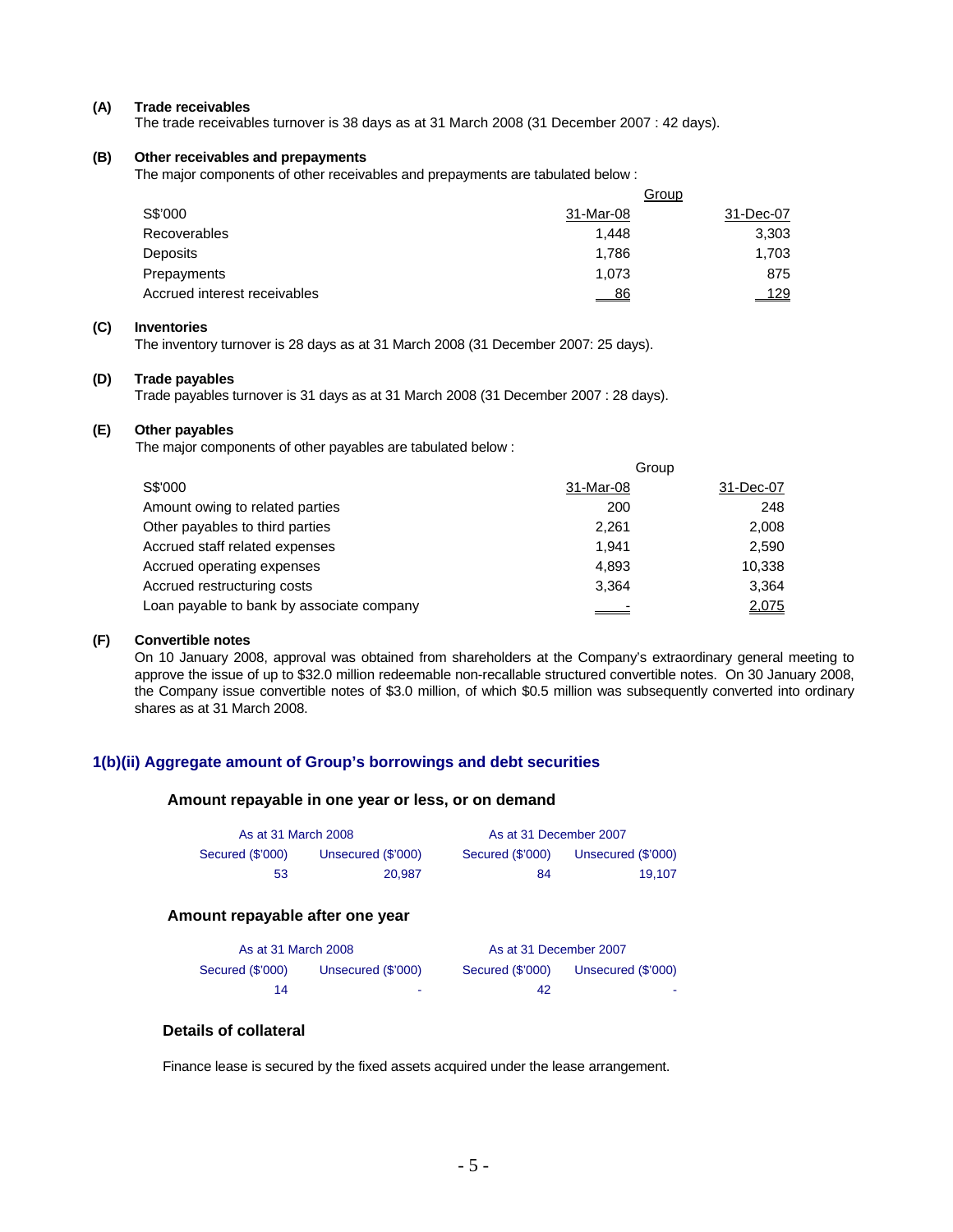**(A) Trade receivables**

The trade receivables turnover is 38 days as at 31 March 2008 (31 December 2007 : 42 days).

**(B) Other receivables and prepayments**

The major components of other receivables and prepayments are tabulated below :

| | Group | |
|---|---|---|
| S$'000 | 31-Mar-08 | 31-Dec-07 |
| Recoverables | 1,448 | 3,303 |
| Deposits | 1,786 | 1,703 |
| Prepayments | 1,073 | 875 |
| Accrued interest receivables | 86 | 129 |

**(C) Inventories**

The inventory turnover is 28 days as at 31 March 2008 (31 December 2007: 25 days).

**(D) Trade payables**

Trade payables turnover is 31 days as at 31 March 2008 (31 December 2007 : 28 days).

**(E) Other payables**

The major components of other payables are tabulated below :

| | Group | |
|---|---|---|
| S$'000 | 31-Mar-08 | 31-Dec-07 |
| Amount owing to related parties | 200 | 248 |
| Other payables to third parties | 2,261 | 2,008 |
| Accrued staff related expenses | 1,941 | 2,590 |
| Accrued operating expenses | 4,893 | 10,338 |
| Accrued restructuring costs | 3,364 | 3,364 |
| Loan payable to bank by associate company | - | 2,075 |

**(F) Convertible notes**

On 10 January 2008, approval was obtained from shareholders at the Company's extraordinary general meeting to approve the issue of up to $32.0 million redeemable non-recallable structured convertible notes. On 30 January 2008, the Company issue convertible notes of $3.0 million, of which $0.5 million was subsequently converted into ordinary shares as at 31 March 2008.

## 1(b)(ii) Aggregate amount of Group's borrowings and debt securities

### Amount repayable in one year or less, or on demand

| As at 31 March 2008 | | As at 31 December 2007 | |
|---|---|---|---|
| Secured ($'000) | Unsecured ($'000) | Secured ($'000) | Unsecured ($'000) |
| 53 | 20,987 | 84 | 19,107 |

### Amount repayable after one year

| As at 31 March 2008 | | As at 31 December 2007 | |
|---|---|---|---|
| Secured ($'000) | Unsecured ($'000) | Secured ($'000) | Unsecured ($'000) |
| 14 | - | 42 | - |

### Details of collateral

Finance lease is secured by the fixed assets acquired under the lease arrangement.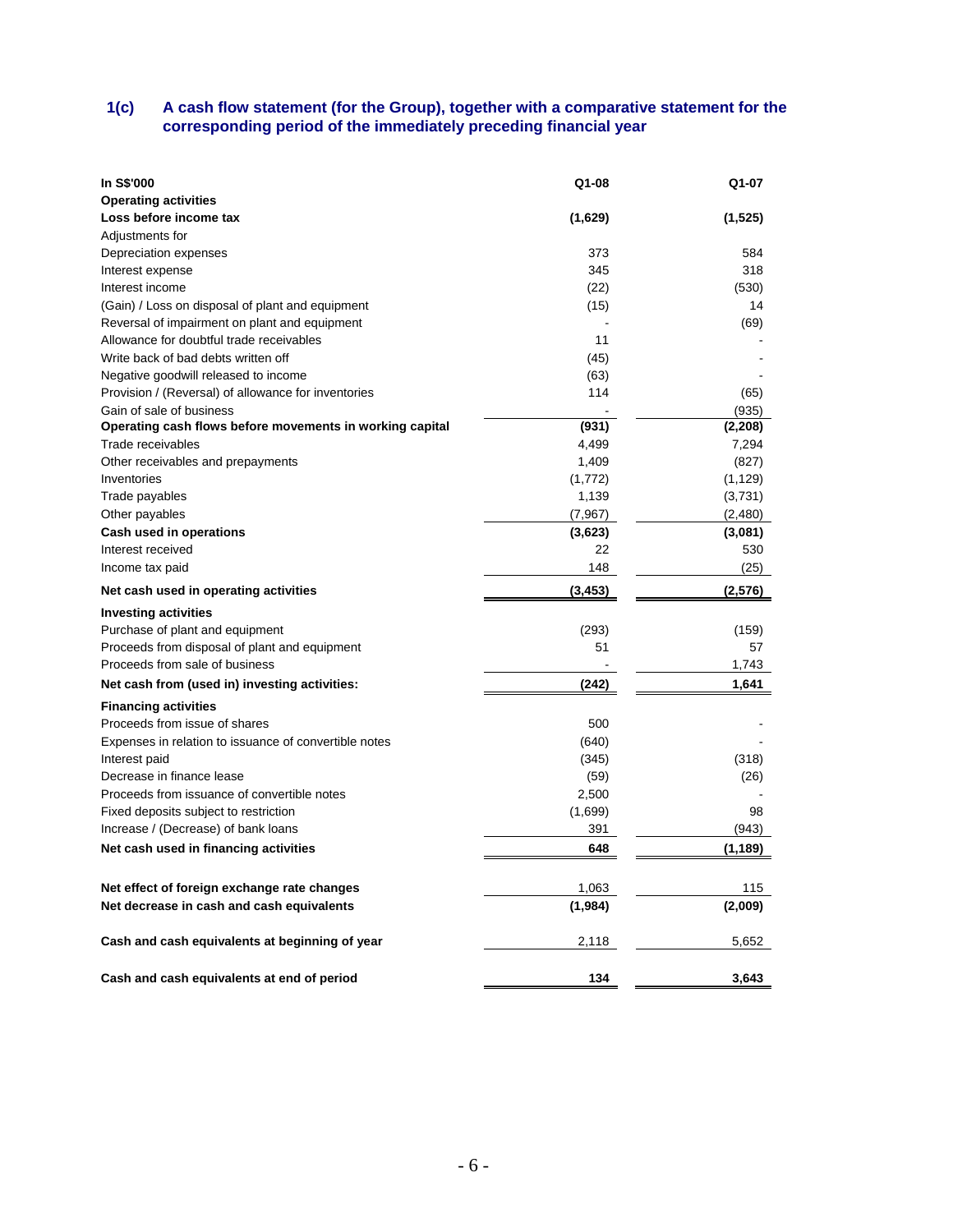### 1(c) A cash flow statement (for the Group), together with a comparative statement for the corresponding period of the immediately preceding financial year

| In S$'000 | Q1-08 | Q1-07 |
|---|---|---|
| **Operating activities** | | |
| **Loss before income tax** | **(1,629)** | **(1,525)** |
| Adjustments for | | |
| Depreciation expenses | 373 | 584 |
| Interest expense | 345 | 318 |
| Interest income | (22) | (530) |
| (Gain) / Loss on disposal of plant and equipment | (15) | 14 |
| Reversal of impairment on plant and equipment | - | (69) |
| Allowance for doubtful trade receivables | 11 | - |
| Write back of bad debts written off | (45) | - |
| Negative goodwill released to income | (63) | - |
| Provision / (Reversal) of allowance for inventories | 114 | (65) |
| Gain of sale of business | - | (935) |
| **Operating cash flows before movements in working capital** | **(931)** | **(2,208)** |
| Trade receivables | 4,499 | 7,294 |
| Other receivables and prepayments | 1,409 | (827) |
| Inventories | (1,772) | (1,129) |
| Trade payables | 1,139 | (3,731) |
| Other payables | (7,967) | (2,480) |
| **Cash used in operations** | **(3,623)** | **(3,081)** |
| Interest received | 22 | 530 |
| Income tax paid | 148 | (25) |
| **Net cash used in operating activities** | **(3,453)** | **(2,576)** |
| **Investing activities** | | |
| Purchase of plant and equipment | (293) | (159) |
| Proceeds from disposal of plant and equipment | 51 | 57 |
| Proceeds from sale of business | - | 1,743 |
| **Net cash from (used in) investing activities:** | **(242)** | **1,641** |
| **Financing activities** | | |
| Proceeds from issue of shares | 500 | - |
| Expenses in relation to issuance of convertible notes | (640) | - |
| Interest paid | (345) | (318) |
| Decrease in finance lease | (59) | (26) |
| Proceeds from issuance of convertible notes | 2,500 | - |
| Fixed deposits subject to restriction | (1,699) | 98 |
| Increase / (Decrease) of bank loans | 391 | (943) |
| **Net cash used in financing activities** | **648** | **(1,189)** |
| **Net effect of foreign exchange rate changes** | 1,063 | 115 |
| **Net decrease in cash and cash equivalents** | **(1,984)** | **(2,009)** |
| **Cash and cash equivalents at beginning of year** | 2,118 | 5,652 |
| **Cash and cash equivalents at end of period** | **134** | **3,643** |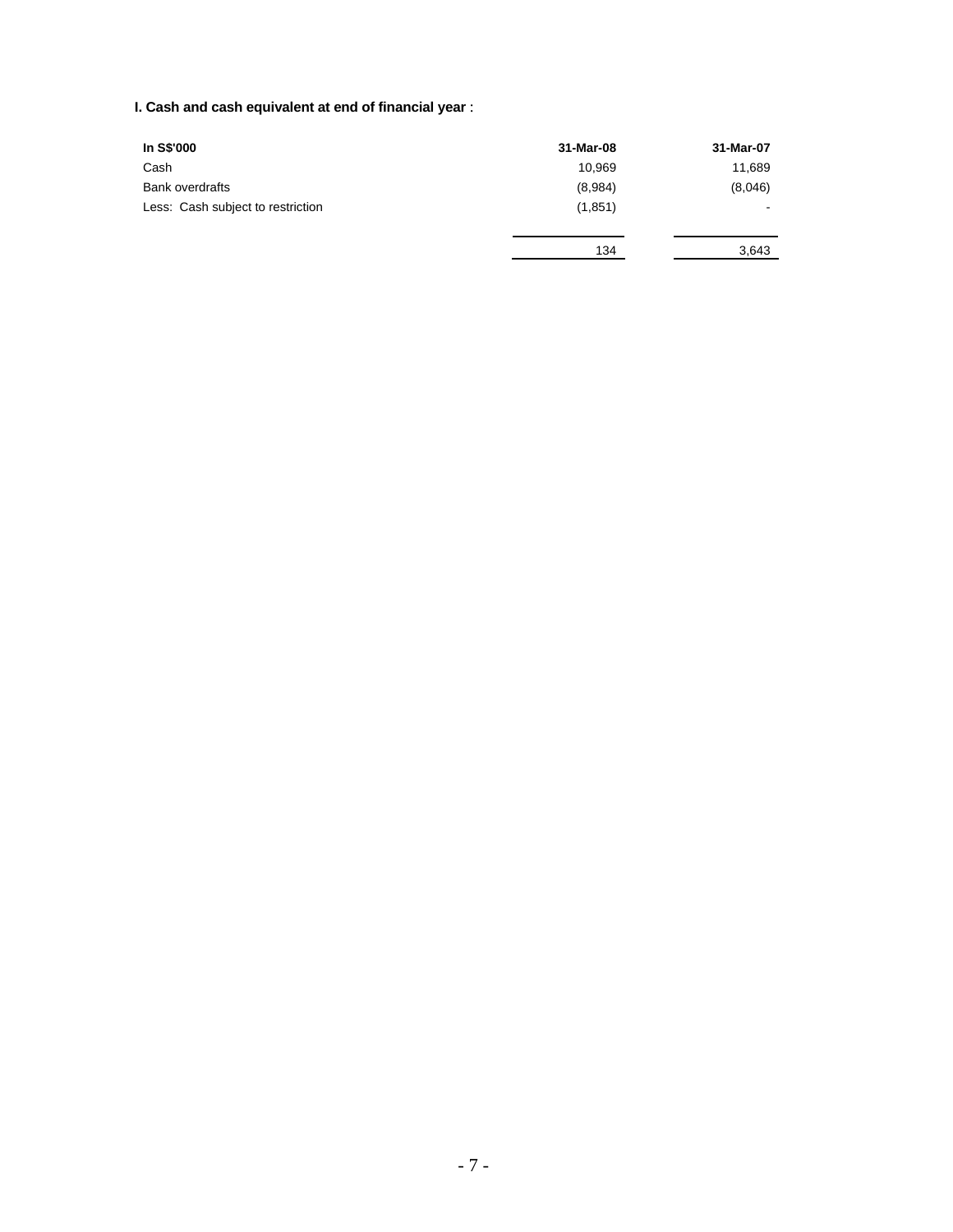**I. Cash and cash equivalent at end of financial year** :

| In S$'000 | 31-Mar-08 | 31-Mar-07 |
|---|---|---|
| Cash | 10,969 | 11,689 |
| Bank overdrafts | (8,984) | (8,046) |
| Less: Cash subject to restriction | (1,851) | - |
| | 134 | 3,643 |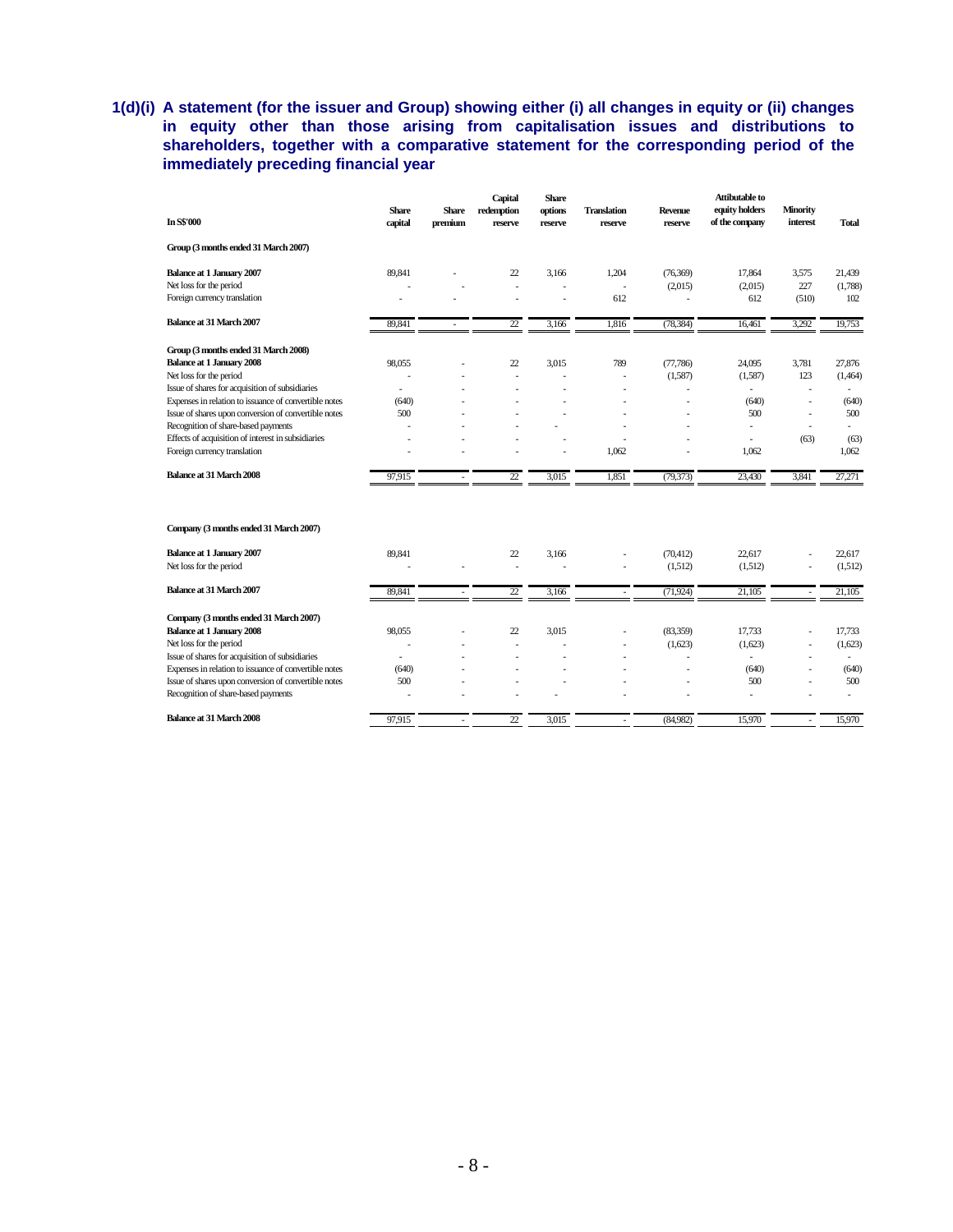## 1(d)(i) A statement (for the issuer and Group) showing either (i) all changes in equity or (ii) changes in equity other than those arising from capitalisation issues and distributions to shareholders, together with a comparative statement for the corresponding period of the immediately preceding financial year

| In S$'000 | Share capital | Share premium | Capital redemption reserve | Share options reserve | Translation reserve | Revenue reserve | Attibutable to equity holders of the company | Minority interest | Total |
|---|---|---|---|---|---|---|---|---|---|
| **Group (3 months ended 31 March 2007)** | | | | | | | | | |
| **Balance at 1 January 2007** | 89,841 | - | 22 | 3,166 | 1,204 | (76,369) | 17,864 | 3,575 | 21,439 |
| Net loss for the period | - | - | - | - | - | (2,015) | (2,015) | 227 | (1,788) |
| Foreign currency translation | - | - | - | - | 612 | - | 612 | (510) | 102 |
| **Balance at 31 March 2007** | 89,841 | - | 22 | 3,166 | 1,816 | (78,384) | 16,461 | 3,292 | 19,753 |
| **Group (3 months ended 31 March 2008)** | | | | | | | | | |
| **Balance at 1 January 2008** | 98,055 | - | 22 | 3,015 | 789 | (77,786) | 24,095 | 3,781 | 27,876 |
| Net loss for the period | - | - | - | - | - | (1,587) | (1,587) | 123 | (1,464) |
| Issue of shares for acquisition of subsidiaries | - | - | - | - | - | - | - | - | - |
| Expenses in relation to issuance of convertible notes | (640) | - | - | - | - | - | (640) | - | (640) |
| Issue of shares upon conversion of convertible notes | 500 | - | - | - | - | - | 500 | - | 500 |
| Recognition of share-based payments | - | - | - | - | - | - | - | - | - |
| Effects of acquisition of interest in subsidiaries | - | - | - | - | - | - | - | (63) | (63) |
| Foreign currency translation | - | - | - | - | 1,062 | - | 1,062 | | 1,062 |
| **Balance at 31 March 2008** | 97,915 | - | 22 | 3,015 | 1,851 | (79,373) | 23,430 | 3,841 | 27,271 |
| **Company (3 months ended 31 March 2007)** | | | | | | | | | |
| **Balance at 1 January 2007** | 89,841 | | 22 | 3,166 | - | (70,412) | 22,617 | - | 22,617 |
| Net loss for the period | - | - | - | - | - | (1,512) | (1,512) | - | (1,512) |
| **Balance at 31 March 2007** | 89,841 | - | 22 | 3,166 | - | (71,924) | 21,105 | - | 21,105 |
| **Company (3 months ended 31 March 2007)** | | | | | | | | | |
| **Balance at 1 January 2008** | 98,055 | - | 22 | 3,015 | - | (83,359) | 17,733 | - | 17,733 |
| Net loss for the period | - | - | - | - | - | (1,623) | (1,623) | - | (1,623) |
| Issue of shares for acquisition of subsidiaries | - | - | - | - | - | - | - | - | - |
| Expenses in relation to issuance of convertible notes | (640) | - | - | - | - | - | (640) | - | (640) |
| Issue of shares upon conversion of convertible notes | 500 | - | - | - | - | - | 500 | - | 500 |
| Recognition of share-based payments | - | - | - | - | - | - | - | - | - |
| **Balance at 31 March 2008** | 97,915 | - | 22 | 3,015 | - | (84,982) | 15,970 | - | 15,970 |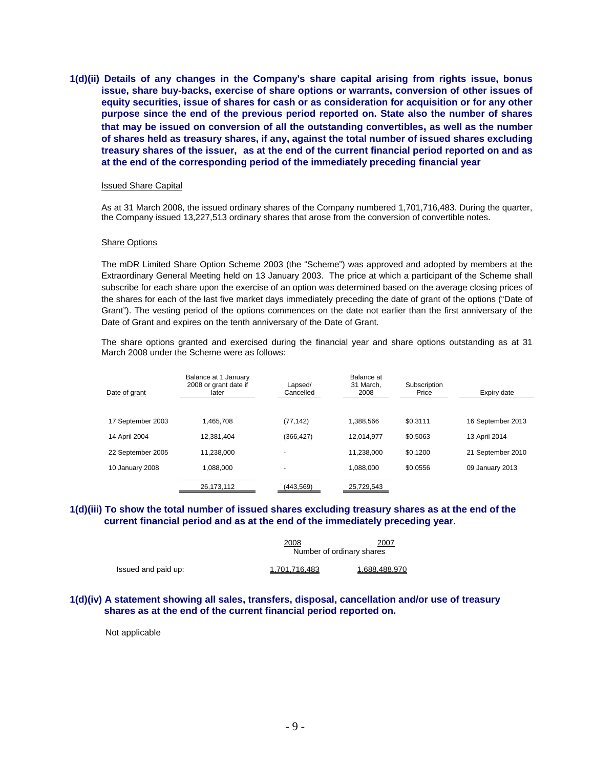**1(d)(ii) Details of any changes in the Company's share capital arising from rights issue, bonus issue, share buy-backs, exercise of share options or warrants, conversion of other issues of equity securities, issue of shares for cash or as consideration for acquisition or for any other purpose since the end of the previous period reported on. State also the number of shares that may be issued on conversion of all the outstanding convertibles, as well as the number of shares held as treasury shares, if any, against the total number of issued shares excluding treasury shares of the issuer, as at the end of the current financial period reported on and as at the end of the corresponding period of the immediately preceding financial year**

Issued Share Capital

As at 31 March 2008, the issued ordinary shares of the Company numbered 1,701,716,483. During the quarter, the Company issued 13,227,513 ordinary shares that arose from the conversion of convertible notes.

Share Options

The mDR Limited Share Option Scheme 2003 (the "Scheme") was approved and adopted by members at the Extraordinary General Meeting held on 13 January 2003. The price at which a participant of the Scheme shall subscribe for each share upon the exercise of an option was determined based on the average closing prices of the shares for each of the last five market days immediately preceding the date of grant of the options ("Date of Grant"). The vesting period of the options commences on the date not earlier than the first anniversary of the Date of Grant and expires on the tenth anniversary of the Date of Grant.

The share options granted and exercised during the financial year and share options outstanding as at 31 March 2008 under the Scheme were as follows:

| Date of grant | Balance at 1 January 2008 or grant date if later | Lapsed/ Cancelled | Balance at 31 March, 2008 | Subscription Price | Expiry date |
|---|---|---|---|---|---|
| 17 September 2003 | 1,465,708 | (77,142) | 1,388,566 | $0.3111 | 16 September 2013 |
| 14 April 2004 | 12,381,404 | (366,427) | 12,014,977 | $0.5063 | 13 April 2014 |
| 22 September 2005 | 11,238,000 | - | 11,238,000 | $0.1200 | 21 September 2010 |
| 10 January 2008 | 1,088,000 | - | 1,088,000 | $0.0556 | 09 January 2013 |
| | 26,173,112 | (443,569) | 25,729,543 | | |

**1(d)(iii) To show the total number of issued shares excluding treasury shares as at the end of the current financial period and as at the end of the immediately preceding year.**

| | 2008 | 2007 |
|---|---|---|
| | Number of ordinary shares | |
| Issued and paid up: | 1,701,716,483 | 1,688,488,970 |

**1(d)(iv) A statement showing all sales, transfers, disposal, cancellation and/or use of treasury shares as at the end of the current financial period reported on.**

Not applicable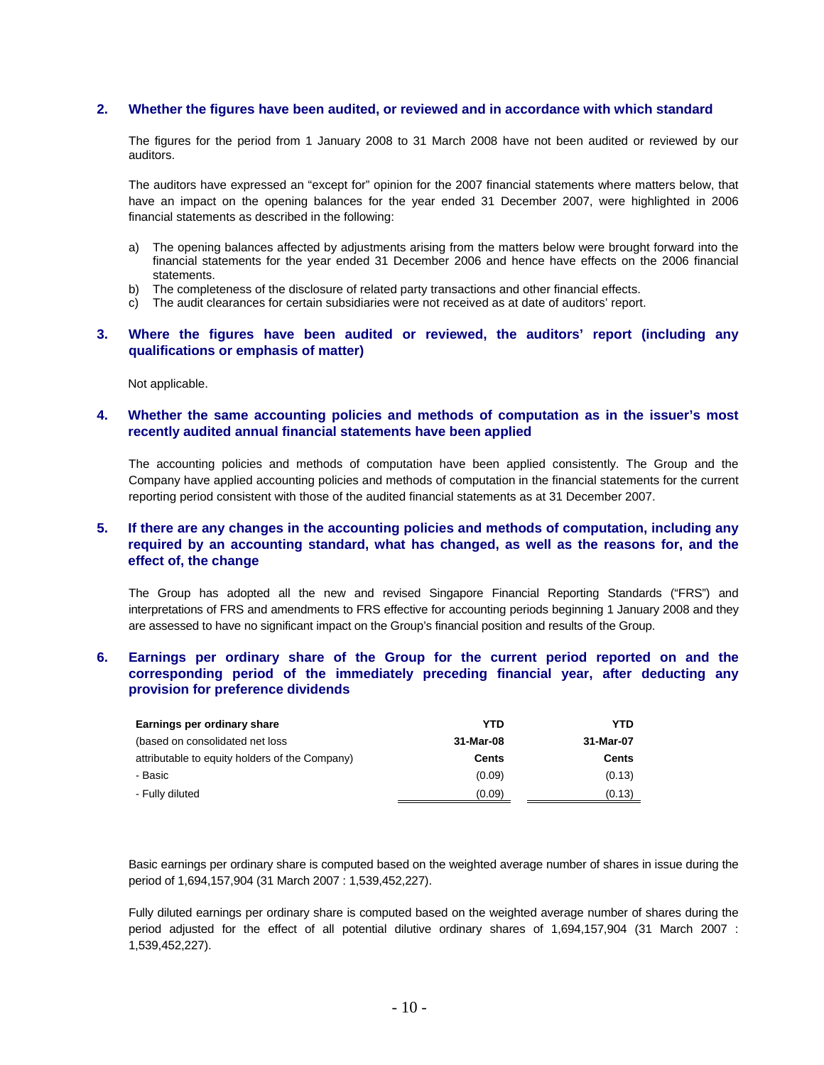## 2. Whether the figures have been audited, or reviewed and in accordance with which standard

The figures for the period from 1 January 2008 to 31 March 2008 have not been audited or reviewed by our auditors.

The auditors have expressed an "except for" opinion for the 2007 financial statements where matters below, that have an impact on the opening balances for the year ended 31 December 2007, were highlighted in 2006 financial statements as described in the following:

a) The opening balances affected by adjustments arising from the matters below were brought forward into the financial statements for the year ended 31 December 2006 and hence have effects on the 2006 financial statements.
b) The completeness of the disclosure of related party transactions and other financial effects.
c) The audit clearances for certain subsidiaries were not received as at date of auditors' report.

## 3. Where the figures have been audited or reviewed, the auditors' report (including any qualifications or emphasis of matter)

Not applicable.

## 4. Whether the same accounting policies and methods of computation as in the issuer's most recently audited annual financial statements have been applied

The accounting policies and methods of computation have been applied consistently. The Group and the Company have applied accounting policies and methods of computation in the financial statements for the current reporting period consistent with those of the audited financial statements as at 31 December 2007.

## 5. If there are any changes in the accounting policies and methods of computation, including any required by an accounting standard, what has changed, as well as the reasons for, and the effect of, the change

The Group has adopted all the new and revised Singapore Financial Reporting Standards ("FRS") and interpretations of FRS and amendments to FRS effective for accounting periods beginning 1 January 2008 and they are assessed to have no significant impact on the Group's financial position and results of the Group.

## 6. Earnings per ordinary share of the Group for the current period reported on and the corresponding period of the immediately preceding financial year, after deducting any provision for preference dividends

| **Earnings per ordinary share** | **YTD** | **YTD** |
|---|---|---|
| (based on consolidated net loss | **31-Mar-08** | **31-Mar-07** |
| attributable to equity holders of the Company) | **Cents** | **Cents** |
| - Basic | (0.09) | (0.13) |
| - Fully diluted | (0.09) | (0.13) |

Basic earnings per ordinary share is computed based on the weighted average number of shares in issue during the period of 1,694,157,904 (31 March 2007 : 1,539,452,227).

Fully diluted earnings per ordinary share is computed based on the weighted average number of shares during the period adjusted for the effect of all potential dilutive ordinary shares of 1,694,157,904 (31 March 2007 : 1,539,452,227).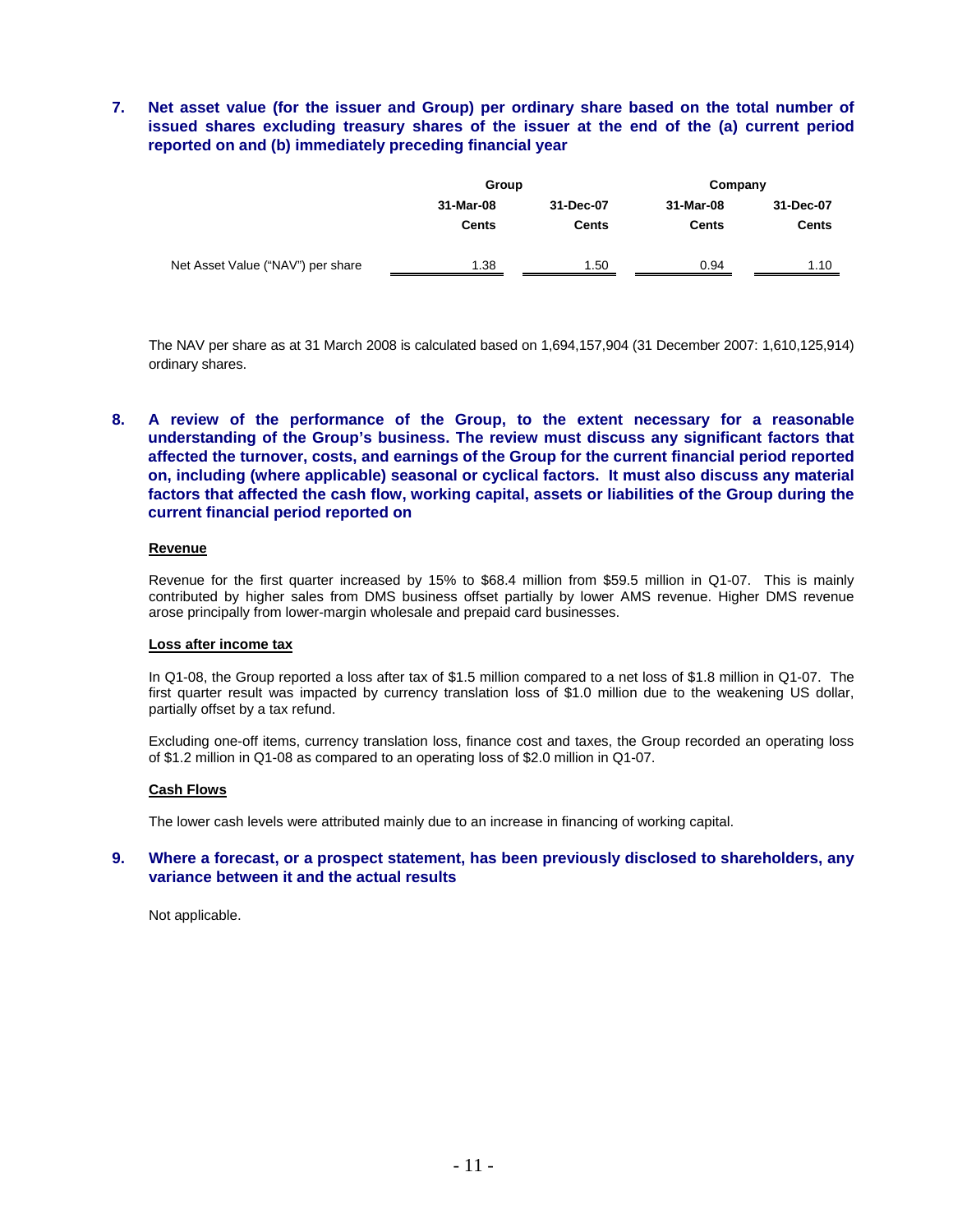**7. Net asset value (for the issuer and Group) per ordinary share based on the total number of issued shares excluding treasury shares of the issuer at the end of the (a) current period reported on and (b) immediately preceding financial year**

| | Group | | Company | |
|---|---|---|---|---|
| | 31-Mar-08 | 31-Dec-07 | 31-Mar-08 | 31-Dec-07 |
| | Cents | Cents | Cents | Cents |
| Net Asset Value ("NAV") per share | 1.38 | 1.50 | 0.94 | 1.10 |

The NAV per share as at 31 March 2008 is calculated based on 1,694,157,904 (31 December 2007: 1,610,125,914) ordinary shares.

**8. A review of the performance of the Group, to the extent necessary for a reasonable understanding of the Group's business. The review must discuss any significant factors that affected the turnover, costs, and earnings of the Group for the current financial period reported on, including (where applicable) seasonal or cyclical factors. It must also discuss any material factors that affected the cash flow, working capital, assets or liabilities of the Group during the current financial period reported on**

**Revenue**

Revenue for the first quarter increased by 15% to $68.4 million from $59.5 million in Q1-07. This is mainly contributed by higher sales from DMS business offset partially by lower AMS revenue. Higher DMS revenue arose principally from lower-margin wholesale and prepaid card businesses.

**Loss after income tax**

In Q1-08, the Group reported a loss after tax of $1.5 million compared to a net loss of $1.8 million in Q1-07. The first quarter result was impacted by currency translation loss of $1.0 million due to the weakening US dollar, partially offset by a tax refund.

Excluding one-off items, currency translation loss, finance cost and taxes, the Group recorded an operating loss of $1.2 million in Q1-08 as compared to an operating loss of $2.0 million in Q1-07.

**Cash Flows**

The lower cash levels were attributed mainly due to an increase in financing of working capital.

**9. Where a forecast, or a prospect statement, has been previously disclosed to shareholders, any variance between it and the actual results**

Not applicable.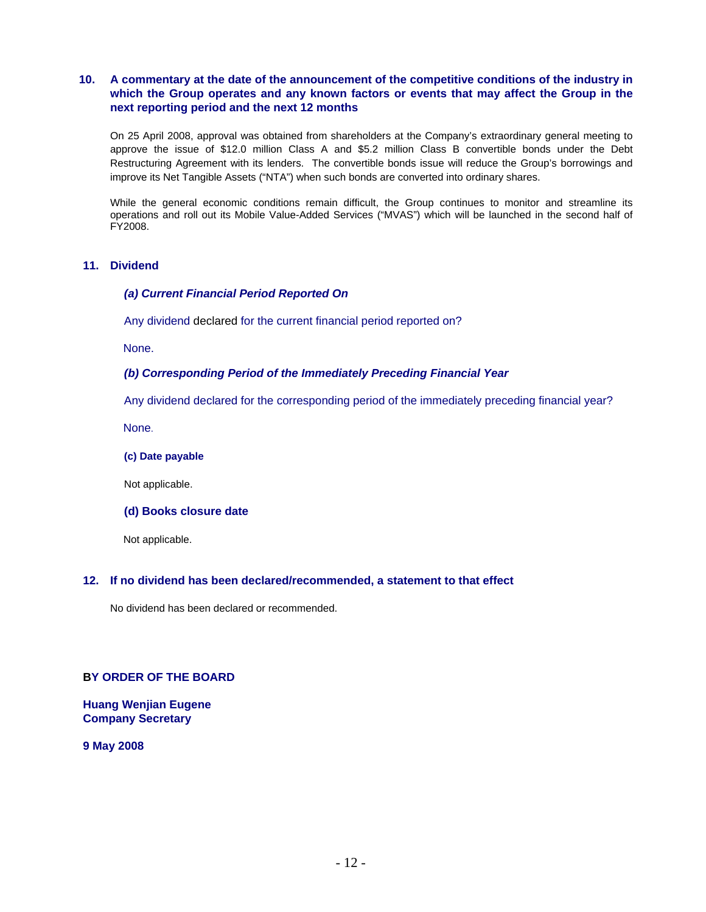## 10. A commentary at the date of the announcement of the competitive conditions of the industry in which the Group operates and any known factors or events that may affect the Group in the next reporting period and the next 12 months

On 25 April 2008, approval was obtained from shareholders at the Company's extraordinary general meeting to approve the issue of $12.0 million Class A and $5.2 million Class B convertible bonds under the Debt Restructuring Agreement with its lenders. The convertible bonds issue will reduce the Group's borrowings and improve its Net Tangible Assets ("NTA") when such bonds are converted into ordinary shares.

While the general economic conditions remain difficult, the Group continues to monitor and streamline its operations and roll out its Mobile Value-Added Services ("MVAS") which will be launched in the second half of FY2008.

## 11. Dividend

### *(a) Current Financial Period Reported On*

Any dividend declared for the current financial period reported on?

None.

### *(b) Corresponding Period of the Immediately Preceding Financial Year*

Any dividend declared for the corresponding period of the immediately preceding financial year?

None.

### (c) Date payable

Not applicable.

### (d) Books closure date

Not applicable.

## 12. If no dividend has been declared/recommended, a statement to that effect

No dividend has been declared or recommended.

**BY ORDER OF THE BOARD**

**Huang Wenjian Eugene**
**Company Secretary**

**9 May 2008**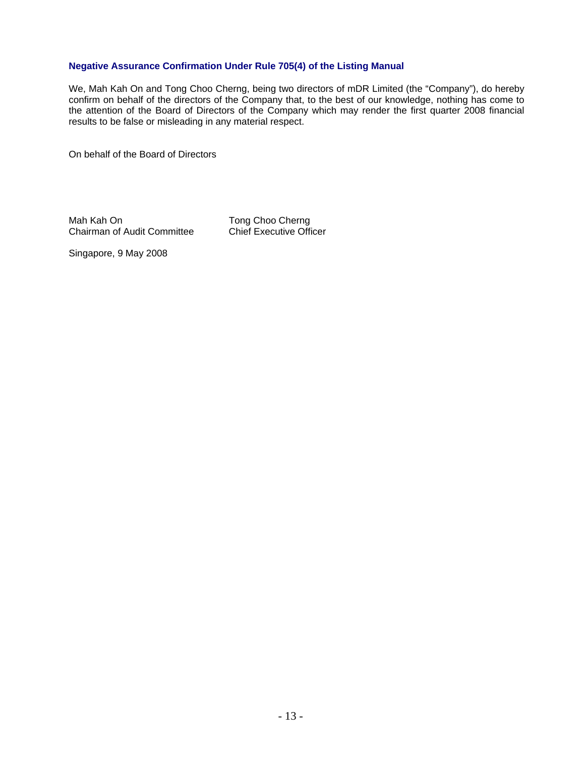**Negative Assurance Confirmation Under Rule 705(4) of the Listing Manual**

We, Mah Kah On and Tong Choo Cherng, being two directors of mDR Limited (the "Company"), do hereby confirm on behalf of the directors of the Company that, to the best of our knowledge, nothing has come to the attention of the Board of Directors of the Company which may render the first quarter 2008 financial results to be false or misleading in any material respect.

On behalf of the Board of Directors

Mah Kah On
Chairman of Audit Committee

Tong Choo Cherng
Chief Executive Officer

Singapore, 9 May 2008